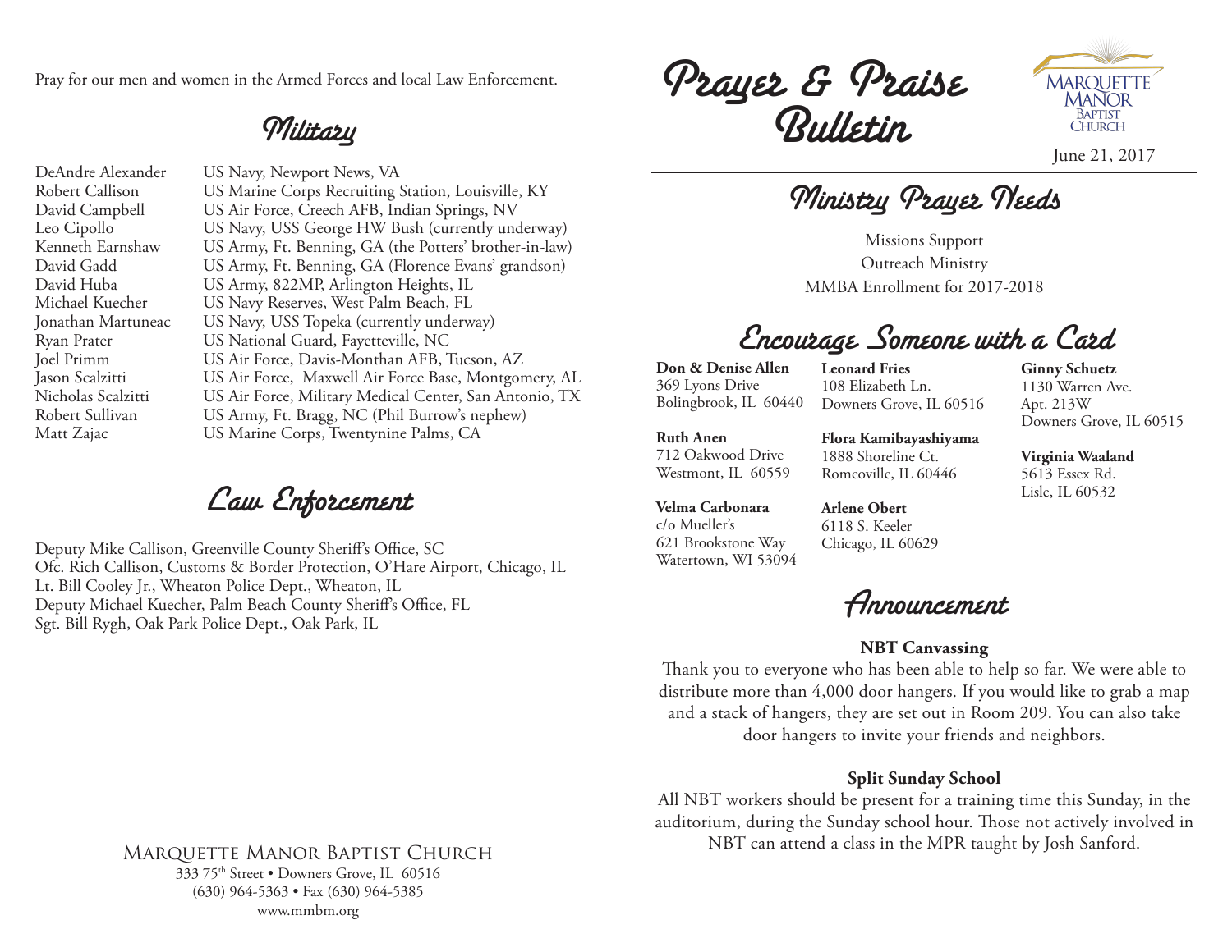Pray for our men and women in the Armed Forces and local Law Enforcement.

## Military

| | |
|---|---|
| DeAndre Alexander | US Navy, Newport News, VA |
| Robert Callison | US Marine Corps Recruiting Station, Louisville, KY |
| David Campbell | US Air Force, Creech AFB, Indian Springs, NV |
| Leo Cipollo | US Navy, USS George HW Bush (currently underway) |
| Kenneth Earnshaw | US Army, Ft. Benning, GA (the Potters' brother-in-law) |
| David Gadd | US Army, Ft. Benning, GA (Florence Evans' grandson) |
| David Huba | US Army, 822MP, Arlington Heights, IL |
| Michael Kuecher | US Navy Reserves, West Palm Beach, FL |
| Jonathan Martuneac | US Navy, USS Topeka (currently underway) |
| Ryan Prater | US National Guard, Fayetteville, NC |
| Joel Primm | US Air Force, Davis-Monthan AFB, Tucson, AZ |
| Jason Scalzitti | US Air Force, Maxwell Air Force Base, Montgomery, AL |
| Nicholas Scalzitti | US Air Force, Military Medical Center, San Antonio, TX |
| Robert Sullivan | US Army, Ft. Bragg, NC (Phil Burrow's nephew) |
| Matt Zajac | US Marine Corps, Twentynine Palms, CA |

## Law Enforcement

Deputy Mike Callison, Greenville County Sheriff's Office, SC
Ofc. Rich Callison, Customs & Border Protection, O'Hare Airport, Chicago, IL
Lt. Bill Cooley Jr., Wheaton Police Dept., Wheaton, IL
Deputy Michael Kuecher, Palm Beach County Sheriff's Office, FL
Sgt. Bill Rygh, Oak Park Police Dept., Oak Park, IL

Marquette Manor Baptist Church
333 75th Street • Downers Grove, IL 60516
(630) 964-5363 • Fax (630) 964-5385
www.mmbm.org

# Prayer & Praise Bulletin

Marquette Manor Baptist Church

June 21, 2017

## Ministry Prayer Needs

Missions Support
Outreach Ministry
MMBA Enrollment for 2017-2018

## Encourage Someone with a Card

**Don & Denise Allen**
369 Lyons Drive
Bolingbrook, IL 60440

**Ruth Anen**
712 Oakwood Drive
Westmont, IL 60559

**Velma Carbonara**
c/o Mueller's
621 Brookstone Way
Watertown, WI 53094

**Leonard Fries**
108 Elizabeth Ln.
Downers Grove, IL 60516

**Flora Kamibayashiyama**
1888 Shoreline Ct.
Romeoville, IL 60446

**Arlene Obert**
6118 S. Keeler
Chicago, IL 60629

**Ginny Schuetz**
1130 Warren Ave.
Apt. 213W
Downers Grove, IL 60515

**Virginia Waaland**
5613 Essex Rd.
Lisle, IL 60532

## Announcement

**NBT Canvassing**

Thank you to everyone who has been able to help so far. We were able to distribute more than 4,000 door hangers. If you would like to grab a map and a stack of hangers, they are set out in Room 209. You can also take door hangers to invite your friends and neighbors.

**Split Sunday School**

All NBT workers should be present for a training time this Sunday, in the auditorium, during the Sunday school hour. Those not actively involved in NBT can attend a class in the MPR taught by Josh Sanford.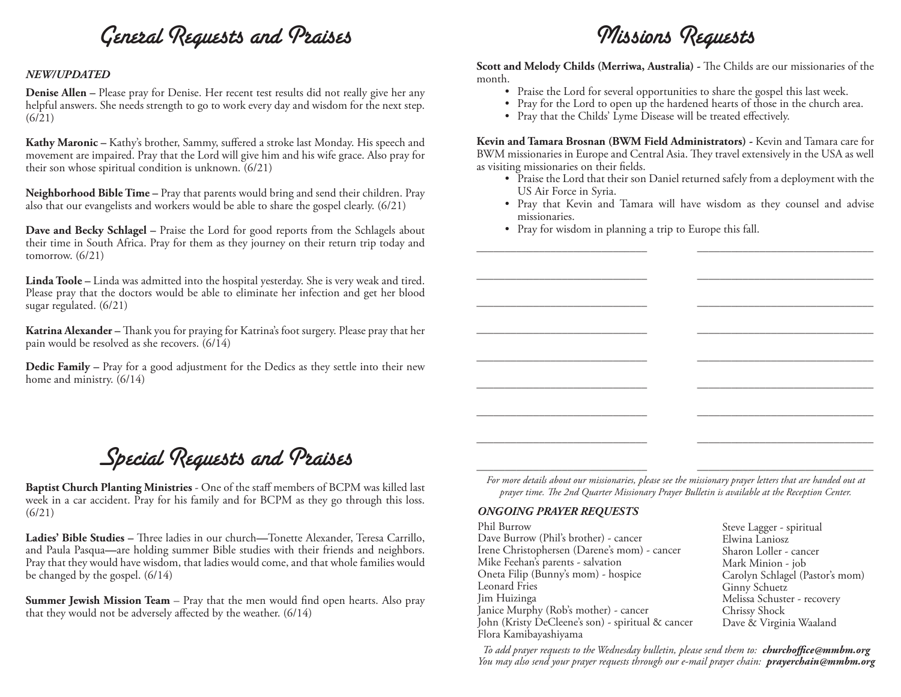# General Requests and Praises

***NEW/UPDATED***

**Denise Allen –** Please pray for Denise. Her recent test results did not really give her any helpful answers. She needs strength to go to work every day and wisdom for the next step. (6/21)

**Kathy Maronic –** Kathy's brother, Sammy, suffered a stroke last Monday. His speech and movement are impaired. Pray that the Lord will give him and his wife grace. Also pray for their son whose spiritual condition is unknown. (6/21)

**Neighborhood Bible Time –** Pray that parents would bring and send their children. Pray also that our evangelists and workers would be able to share the gospel clearly. (6/21)

**Dave and Becky Schlagel –** Praise the Lord for good reports from the Schlagels about their time in South Africa. Pray for them as they journey on their return trip today and tomorrow. (6/21)

**Linda Toole –** Linda was admitted into the hospital yesterday. She is very weak and tired. Please pray that the doctors would be able to eliminate her infection and get her blood sugar regulated. (6/21)

**Katrina Alexander –** Thank you for praying for Katrina's foot surgery. Please pray that her pain would be resolved as she recovers. (6/14)

**Dedic Family –** Pray for a good adjustment for the Dedics as they settle into their new home and ministry. (6/14)

# Special Requests and Praises

**Baptist Church Planting Ministries** - One of the staff members of BCPM was killed last week in a car accident. Pray for his family and for BCPM as they go through this loss. (6/21)

**Ladies' Bible Studies –** Three ladies in our church—Tonette Alexander, Teresa Carrillo, and Paula Pasqua—are holding summer Bible studies with their friends and neighbors. Pray that they would have wisdom, that ladies would come, and that whole families would be changed by the gospel. (6/14)

**Summer Jewish Mission Team** – Pray that the men would find open hearts. Also pray that they would not be adversely affected by the weather. (6/14)

# Missions Requests

**Scott and Melody Childs (Merriwa, Australia) -** The Childs are our missionaries of the month.

- Praise the Lord for several opportunities to share the gospel this last week.
- Pray for the Lord to open up the hardened hearts of those in the church area.
- Pray that the Childs' Lyme Disease will be treated effectively.

**Kevin and Tamara Brosnan (BWM Field Administrators) -** Kevin and Tamara care for BWM missionaries in Europe and Central Asia. They travel extensively in the USA as well as visiting missionaries on their fields.

- Praise the Lord that their son Daniel returned safely from a deployment with the US Air Force in Syria.
- Pray that Kevin and Tamara will have wisdom as they counsel and advise missionaries.
- Pray for wisdom in planning a trip to Europe this fall.

_______________________________ _______________________________

_______________________________ _______________________________

_______________________________ _______________________________

_______________________________ _______________________________

_______________________________ _______________________________

_______________________________ _______________________________

_______________________________ _______________________________

_______________________________ _______________________________

_______________________________ _______________________________

*For more details about our missionaries, please see the missionary prayer letters that are handed out at prayer time. The 2nd Quarter Missionary Prayer Bulletin is available at the Reception Center.*

***ONGOING PRAYER REQUESTS***

Phil Burrow
Dave Burrow (Phil's brother) - cancer
Irene Christophersen (Darene's mom) - cancer
Mike Feehan's parents - salvation
Oneta Filip (Bunny's mom) - hospice
Leonard Fries
Jim Huizinga
Janice Murphy (Rob's mother) - cancer
John (Kristy DeCleene's son) - spiritual & cancer
Flora Kamibayashiyama
Steve Lagger - spiritual
Elwina Laniosz
Sharon Loller - cancer
Mark Minion - job
Carolyn Schlagel (Pastor's mom)
Ginny Schuetz
Melissa Schuster - recovery
Chrissy Shock
Dave & Virginia Waaland

*To add prayer requests to the Wednesday bulletin, please send them to:* ***churchoffice@mmbm.org***
*You may also send your prayer requests through our e-mail prayer chain:* ***prayerchain@mmbm.org***